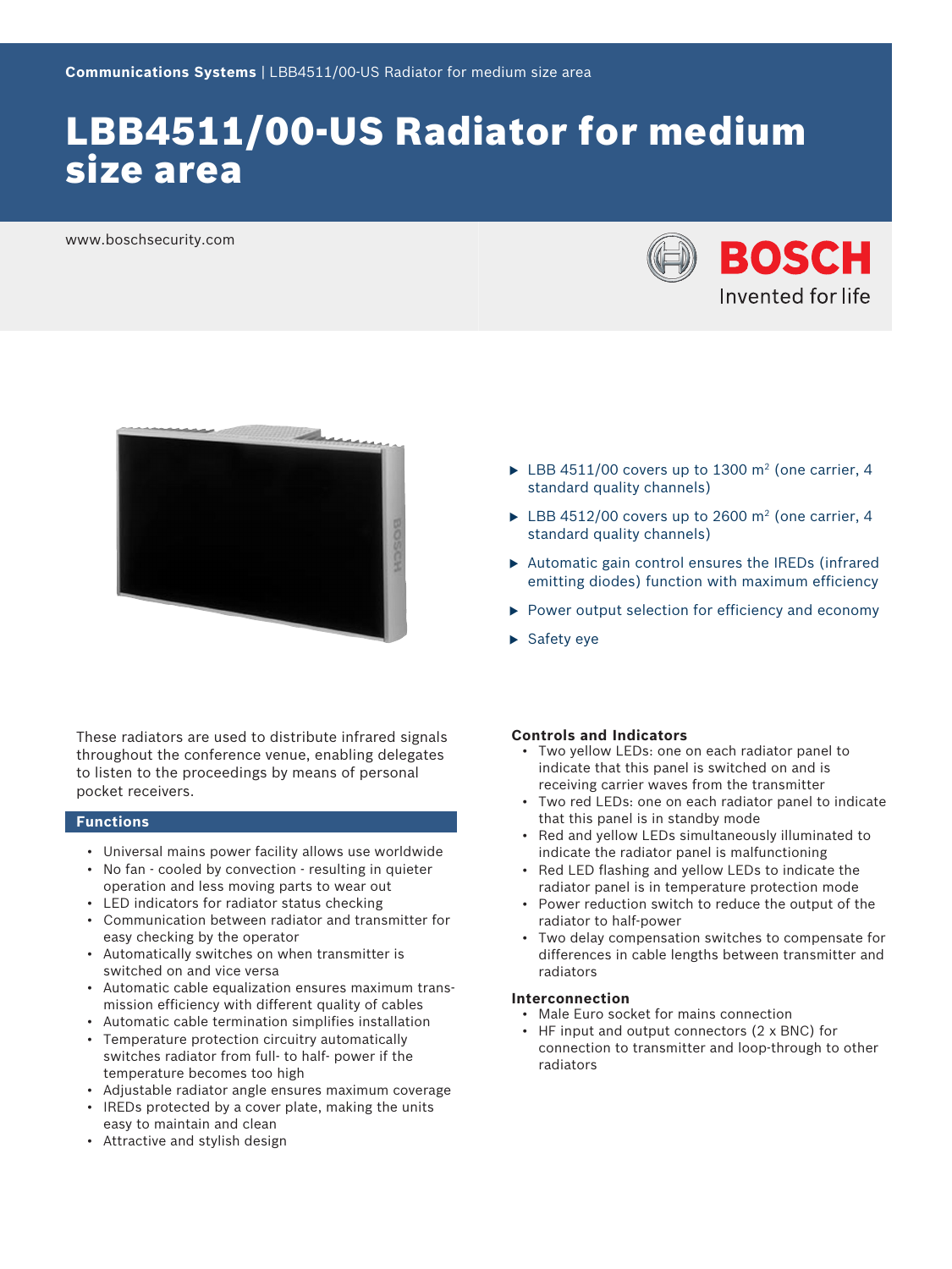Communications Systems | LBB4511/00-US Radiator for medium size area

# LBB4511/00-US Radiator for medium size area

www.boschsecurity.com

- LBB 4511/00 covers up to 1300 $m^2$ (one carrier, 4 standard quality channels)
- LBB 4512/00 covers up to 2600 $m^2$ (one carrier, 4 standard quality channels)
- Automatic gain control ensures the IREDs (infrared emitting diodes) function with maximum efficiency
- Power output selection for efficiency and economy
- Safety eye

These radiators are used to distribute infrared signals throughout the conference venue, enabling delegates to listen to the proceedings by means of personal pocket receivers.

## Functions

- Universal mains power facility allows use worldwide
- No fan - cooled by convection - resulting in quieter operation and less moving parts to wear out
- LED indicators for radiator status checking
- Communication between radiator and transmitter for easy checking by the operator
- Automatically switches on when transmitter is switched on and vice versa
- Automatic cable equalization ensures maximum transmission efficiency with different quality of cables
- Automatic cable termination simplifies installation
- Temperature protection circuitry automatically switches radiator from full- to half- power if the temperature becomes too high
- Adjustable radiator angle ensures maximum coverage
- IREDs protected by a cover plate, making the units easy to maintain and clean
- Attractive and stylish design

### Controls and Indicators

- Two yellow LEDs: one on each radiator panel to indicate that this panel is switched on and is receiving carrier waves from the transmitter
- Two red LEDs: one on each radiator panel to indicate that this panel is in standby mode
- Red and yellow LEDs simultaneously illuminated to indicate the radiator panel is malfunctioning
- Red LED flashing and yellow LEDs to indicate the radiator panel is in temperature protection mode
- Power reduction switch to reduce the output of the radiator to half-power
- Two delay compensation switches to compensate for differences in cable lengths between transmitter and radiators

### Interconnection

- Male Euro socket for mains connection
- HF input and output connectors (2 x BNC) for connection to transmitter and loop-through to other radiators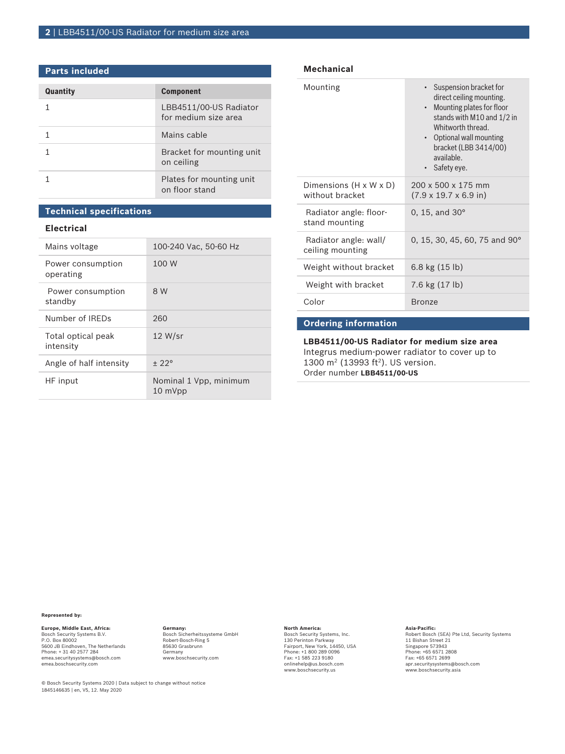## Parts included

| Quantity | Component |
| --- | --- |
| 1 | LBB4511/00-US Radiator for medium size area |
| 1 | Mains cable |
| 1 | Bracket for mounting unit on ceiling |
| 1 | Plates for mounting unit on floor stand |

## Technical specifications

### Electrical

| | |
| --- | --- |
| Mains voltage | 100-240 Vac, 50-60 Hz |
| Power consumption operating | 100 W |
| Power consumption standby | 8 W |
| Number of IREDs | 260 |
| Total optical peak intensity | 12 W/sr |
| Angle of half intensity | ± 22° |
| HF input | Nominal 1 Vpp, minimum 10 mVpp |

### Mechanical

| | |
| --- | --- |
| Mounting | • Suspension bracket for direct ceiling mounting.<br>• Mounting plates for floor stands with M10 and 1/2 in Whitworth thread.<br>• Optional wall mounting bracket (LBB 3414/00) available.<br>• Safety eye. |
| Dimensions (H x W x D) without bracket | 200 x 500 x 175 mm (7.9 x 19.7 x 6.9 in) |
| Radiator angle: floor-stand mounting | 0, 15, and 30° |
| Radiator angle: wall/ ceiling mounting | 0, 15, 30, 45, 60, 75 and 90° |
| Weight without bracket | 6.8 kg (15 lb) |
| Weight with bracket | 7.6 kg (17 lb) |
| Color | Bronze |

## Ordering information

**LBB4511/00-US Radiator for medium size area**
Integrus medium-power radiator to cover up to 1300 m² (13993 ft²). US version.
Order number **LBB4511/00-US**

**Represented by:**

**Europe, Middle East, Africa:**
Bosch Security Systems B.V.
P.O. Box 80002
5600 JB Eindhoven, The Netherlands
Phone: + 31 40 2577 284
emea.securitysystems@bosch.com
emea.boschsecurity.com

**Germany:**
Bosch Sicherheitssysteme GmbH
Robert-Bosch-Ring 5
85630 Grasbrunn
Germany
www.boschsecurity.com

**North America:**
Bosch Security Systems, Inc.
130 Perinton Parkway
Fairport, New York, 14450, USA
Phone: +1 800 289 0096
Fax: +1 585 223 9180
onlinehelp@us.bosch.com
www.boschsecurity.us

**Asia-Pacific:**
Robert Bosch (SEA) Pte Ltd, Security Systems
11 Bishan Street 21
Singapore 573943
Phone: +65 6571 2808
Fax: +65 6571 2699
apr.securitysystems@bosch.com
www.boschsecurity.asia

© Bosch Security Systems 2020 | Data subject to change without notice
1845146635 | en, V5, 12. May 2020